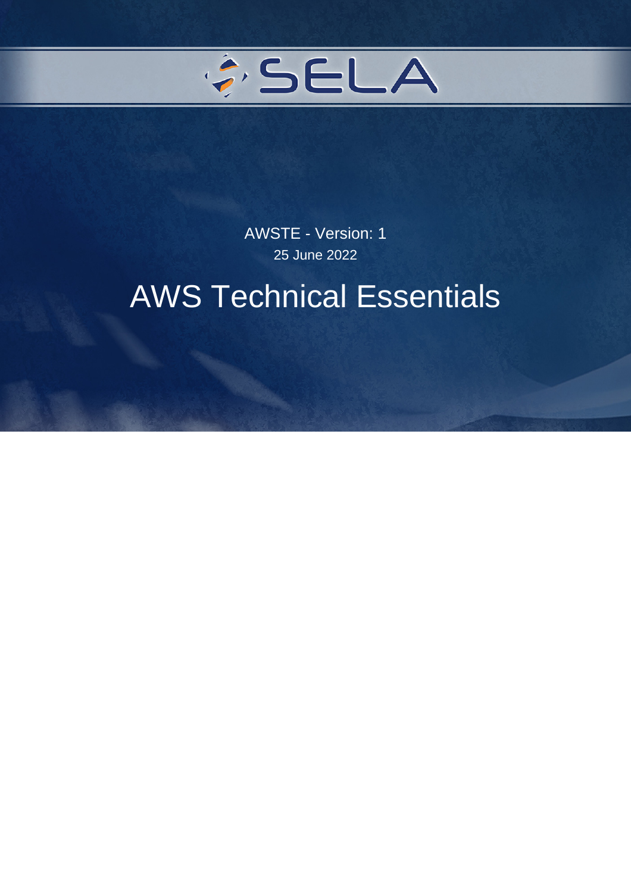SELA

AWSTE - Version: 1

25 June 2022

# AWS Technical Essentials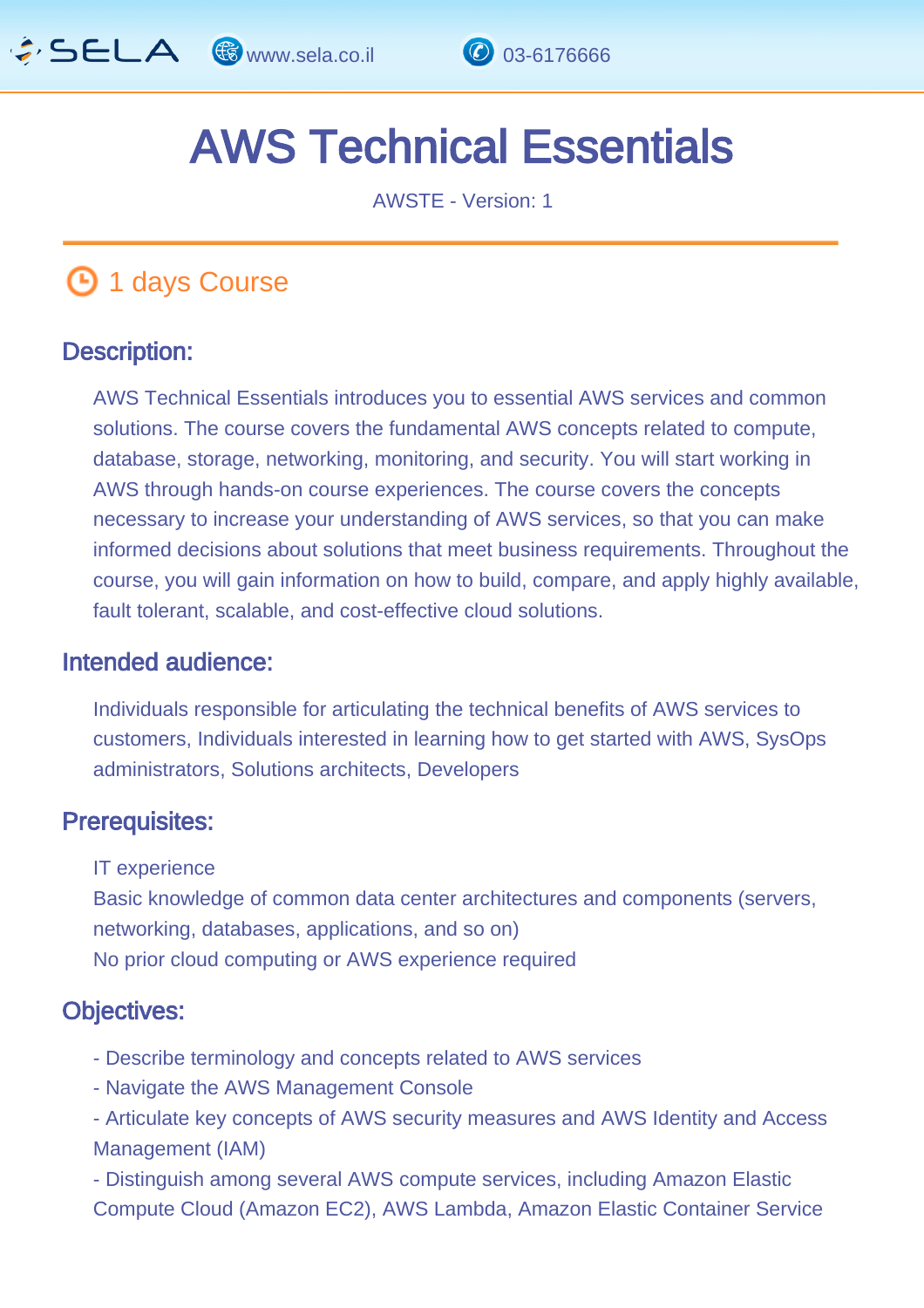# AWS Technical Essentials

AWSTE - Version: 1

1 days Course

## Description:

AWS Technical Essentials introduces you to essential AWS services and common solutions. The course covers the fundamental AWS concepts related to compute, database, storage, networking, monitoring, and security. You will start working in AWS through hands-on course experiences. The course covers the concepts necessary to increase your understanding of AWS services, so that you can make informed decisions about solutions that meet business requirements. Throughout the course, you will gain information on how to build, compare, and apply highly available, fault tolerant, scalable, and cost-effective cloud solutions.

## Intended audience:

Individuals responsible for articulating the technical benefits of AWS services to customers, Individuals interested in learning how to get started with AWS, SysOps administrators, Solutions architects, Developers

## Prerequisites:

IT experience
Basic knowledge of common data center architectures and components (servers, networking, databases, applications, and so on)
No prior cloud computing or AWS experience required

## Objectives:

- Describe terminology and concepts related to AWS services
- Navigate the AWS Management Console
- Articulate key concepts of AWS security measures and AWS Identity and Access Management (IAM)
- Distinguish among several AWS compute services, including Amazon Elastic Compute Cloud (Amazon EC2), AWS Lambda, Amazon Elastic Container Service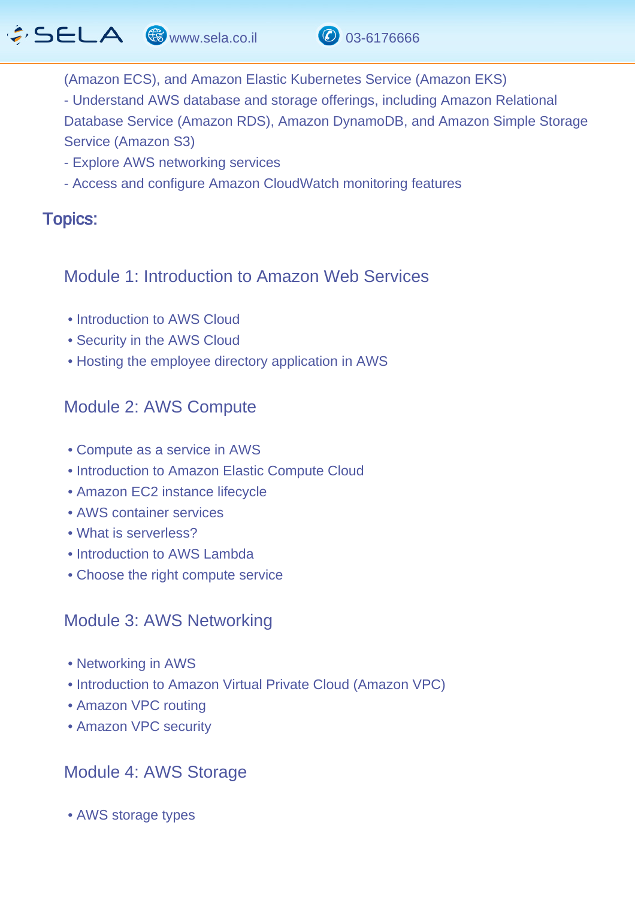(Amazon ECS), and Amazon Elastic Kubernetes Service (Amazon EKS)
- Understand AWS database and storage offerings, including Amazon Relational Database Service (Amazon RDS), Amazon DynamoDB, and Amazon Simple Storage Service (Amazon S3)
- Explore AWS networking services
- Access and configure Amazon CloudWatch monitoring features

## Topics:

### Module 1: Introduction to Amazon Web Services

- Introduction to AWS Cloud
- Security in the AWS Cloud
- Hosting the employee directory application in AWS

### Module 2: AWS Compute

- Compute as a service in AWS
- Introduction to Amazon Elastic Compute Cloud
- Amazon EC2 instance lifecycle
- AWS container services
- What is serverless?
- Introduction to AWS Lambda
- Choose the right compute service

### Module 3: AWS Networking

- Networking in AWS
- Introduction to Amazon Virtual Private Cloud (Amazon VPC)
- Amazon VPC routing
- Amazon VPC security

### Module 4: AWS Storage

- AWS storage types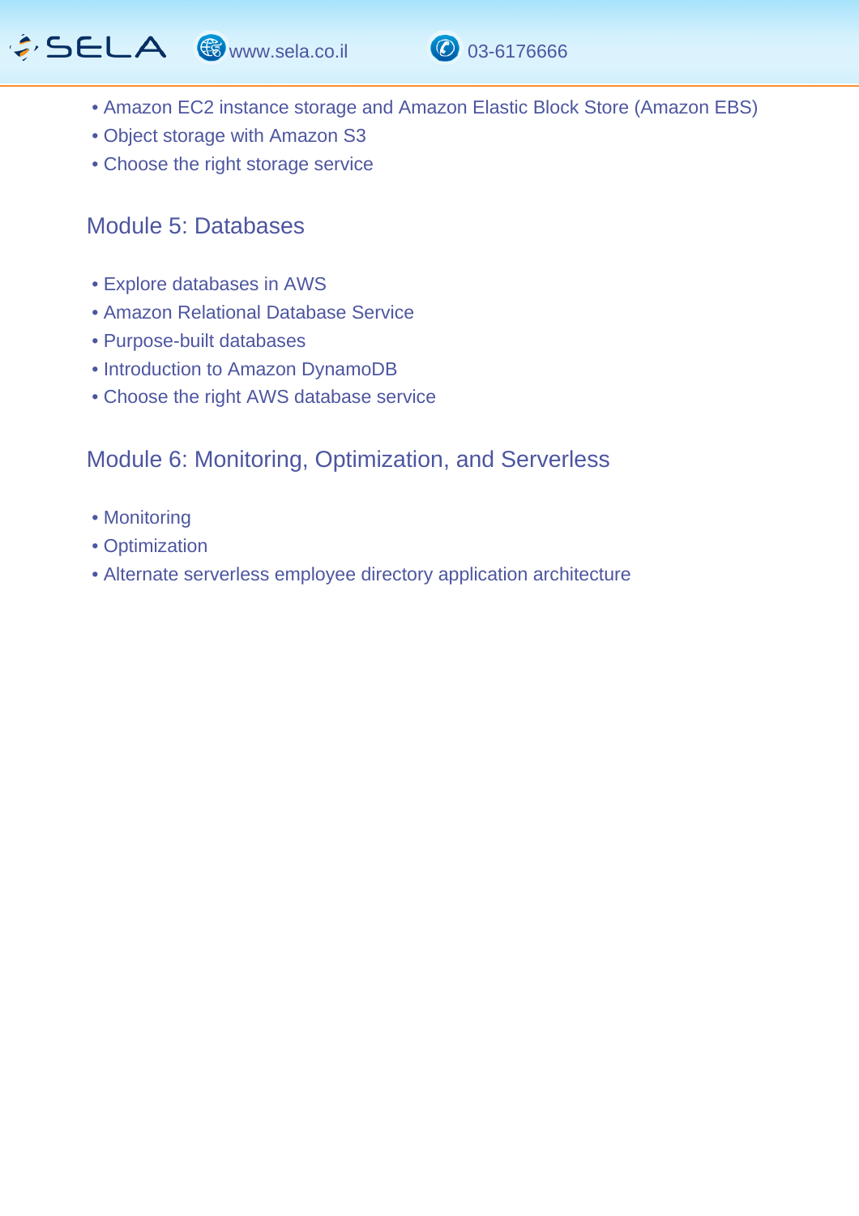- Amazon EC2 instance storage and Amazon Elastic Block Store (Amazon EBS)
- Object storage with Amazon S3
- Choose the right storage service

## Module 5: Databases

- Explore databases in AWS
- Amazon Relational Database Service
- Purpose-built databases
- Introduction to Amazon DynamoDB
- Choose the right AWS database service

## Module 6: Monitoring, Optimization, and Serverless

- Monitoring
- Optimization
- Alternate serverless employee directory application architecture